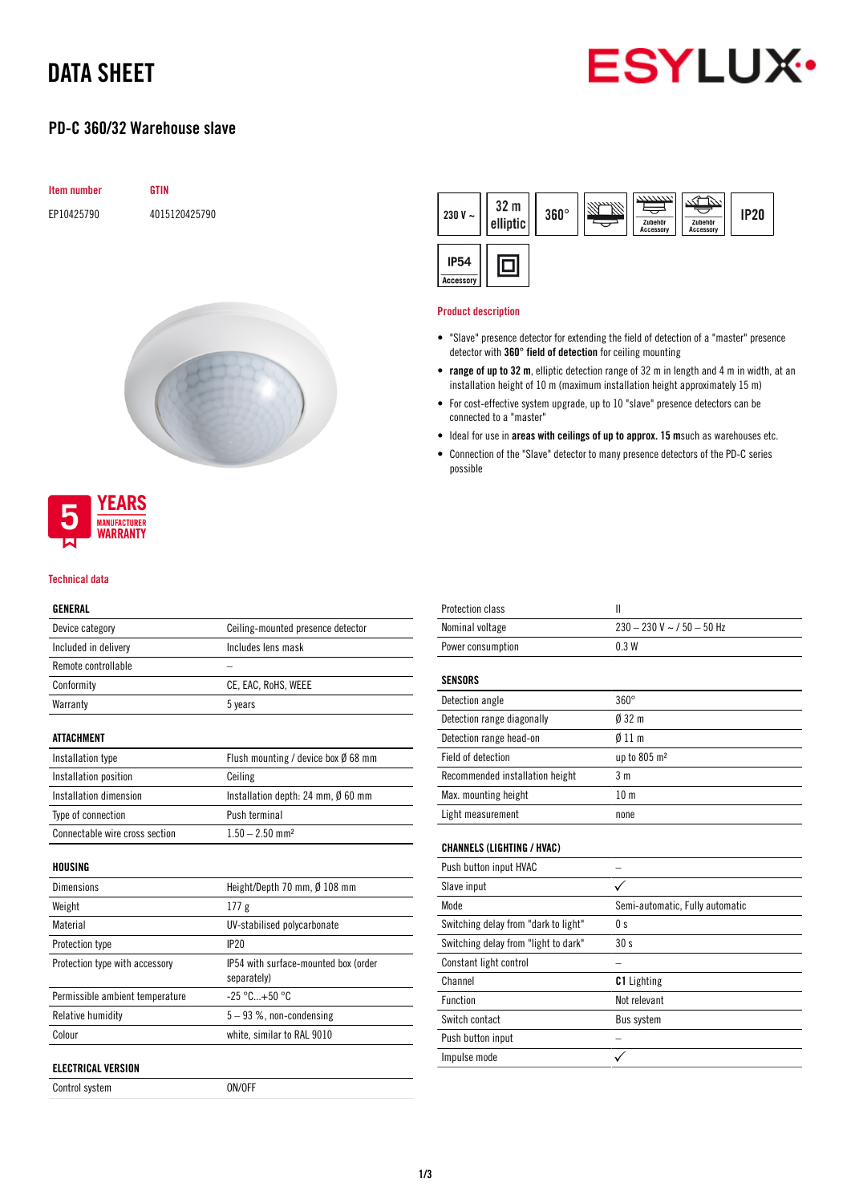# DATA SHEET

## PD-C 360/32 Warehouse slave

| Item number | GTIN |
|---|---|
| EP10425790 | 4015120425790 |

230 V ~ | 32 m elliptic | 360° | Zubehör Accessory | Zubehör Accessory | IP20 | IP54 Accessory

5 YEARS MANUFACTURER WARRANTY

### Product description

- "Slave" presence detector for extending the field of detection of a "master" presence detector with **360° field of detection** for ceiling mounting
- **range of up to 32 m**, elliptic detection range of 32 m in length and 4 m in width, at an installation height of 10 m (maximum installation height approximately 15 m)
- For cost-effective system upgrade, up to 10 "slave" presence detectors can be connected to a "master"
- Ideal for use in **areas with ceilings of up to approx. 15 m**such as warehouses etc.
- Connection of the "Slave" detector to many presence detectors of the PD-C series possible

### Technical data

| GENERAL | |
|---|---|
| Device category | Ceiling-mounted presence detector |
| Included in delivery | Includes lens mask |
| Remote controllable | – |
| Conformity | CE, EAC, RoHS, WEEE |
| Warranty | 5 years |

| ATTACHMENT | |
|---|---|
| Installation type | Flush mounting / device box Ø 68 mm |
| Installation position | Ceiling |
| Installation dimension | Installation depth: 24 mm, Ø 60 mm |
| Type of connection | Push terminal |
| Connectable wire cross section | 1.50 – 2.50 mm² |

| HOUSING | |
|---|---|
| Dimensions | Height/Depth 70 mm, Ø 108 mm |
| Weight | 177 g |
| Material | UV-stabilised polycarbonate |
| Protection type | IP20 |
| Protection type with accessory | IP54 with surface-mounted box (order separately) |
| Permissible ambient temperature | -25 °C...+50 °C |
| Relative humidity | 5 – 93 %, non-condensing |
| Colour | white, similar to RAL 9010 |

| ELECTRICAL VERSION | |
|---|---|
| Control system | ON/OFF |
| Protection class | II |
| Nominal voltage | 230 – 230 V ~ / 50 – 50 Hz |
| Power consumption | 0.3 W |

| SENSORS | |
|---|---|
| Detection angle | 360° |
| Detection range diagonally | Ø 32 m |
| Detection range head-on | Ø 11 m |
| Field of detection | up to 805 m² |
| Recommended installation height | 3 m |
| Max. mounting height | 10 m |
| Light measurement | none |

| CHANNELS (LIGHTING / HVAC) | |
|---|---|
| Push button input HVAC | – |
| Slave input | ✓ |
| Mode | Semi-automatic, Fully automatic |
| Switching delay from "dark to light" | 0 s |
| Switching delay from "light to dark" | 30 s |
| Constant light control | – |
| Channel | **C1** Lighting |
| Function | Not relevant |
| Switch contact | Bus system |
| Push button input | – |
| Impulse mode | ✓ |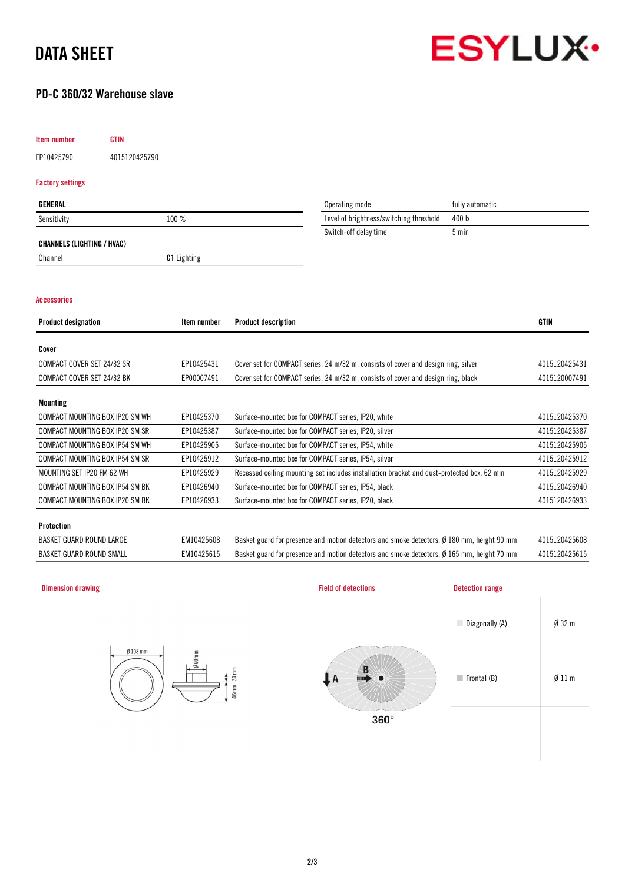# DATA SHEET

## PD-C 360/32 Warehouse slave

| Item number | GTIN |
|---|---|
| EP10425790 | 4015120425790 |

### Factory settings

| GENERAL | |
|---|---|
| Sensitivity | 100 % |

| CHANNELS (LIGHTING / HVAC) | |
|---|---|
| Channel | **C1** Lighting |

| | |
|---|---|
| Operating mode | fully automatic |
| Level of brightness/switching threshold | 400 lx |
| Switch-off delay time | 5 min |

### Accessories

| Product designation | Item number | Product description | GTIN |
|---|---|---|---|
| **Cover** | | | |
| COMPACT COVER SET 24/32 SR | EP10425431 | Cover set for COMPACT series, 24 m/32 m, consists of cover and design ring, silver | 4015120425431 |
| COMPACT COVER SET 24/32 BK | EP00007491 | Cover set for COMPACT series, 24 m/32 m, consists of cover and design ring, black | 4015120007491 |
| **Mounting** | | | |
| COMPACT MOUNTING BOX IP20 SM WH | EP10425370 | Surface-mounted box for COMPACT series, IP20, white | 4015120425370 |
| COMPACT MOUNTING BOX IP20 SM SR | EP10425387 | Surface-mounted box for COMPACT series, IP20, silver | 4015120425387 |
| COMPACT MOUNTING BOX IP54 SM WH | EP10425905 | Surface-mounted box for COMPACT series, IP54, white | 4015120425905 |
| COMPACT MOUNTING BOX IP54 SM SR | EP10425912 | Surface-mounted box for COMPACT series, IP54, silver | 4015120425912 |
| MOUNTING SET IP20 FM 62 WH | EP10425929 | Recessed ceiling mounting set includes installation bracket and dust-protected box, 62 mm | 4015120425929 |
| COMPACT MOUNTING BOX IP54 SM BK | EP10426940 | Surface-mounted box for COMPACT series, IP54, black | 4015120426940 |
| COMPACT MOUNTING BOX IP20 SM BK | EP10426933 | Surface-mounted box for COMPACT series, IP20, black | 4015120426933 |
| **Protection** | | | |
| BASKET GUARD ROUND LARGE | EM10425608 | Basket guard for presence and motion detectors and smoke detectors, Ø 180 mm, height 90 mm | 4015120425608 |
| BASKET GUARD ROUND SMALL | EM10425615 | Basket guard for presence and motion detectors and smoke detectors, Ø 165 mm, height 70 mm | 4015120425615 |

### Dimension drawing

Ø 108 mm, Ø 60 mm, 46 mm, 24 mm

### Field of detections

A, B, 360°

### Detection range

| | |
|---|---|
| Diagonally (A) | Ø 32 m |
| Frontal (B) | Ø 11 m |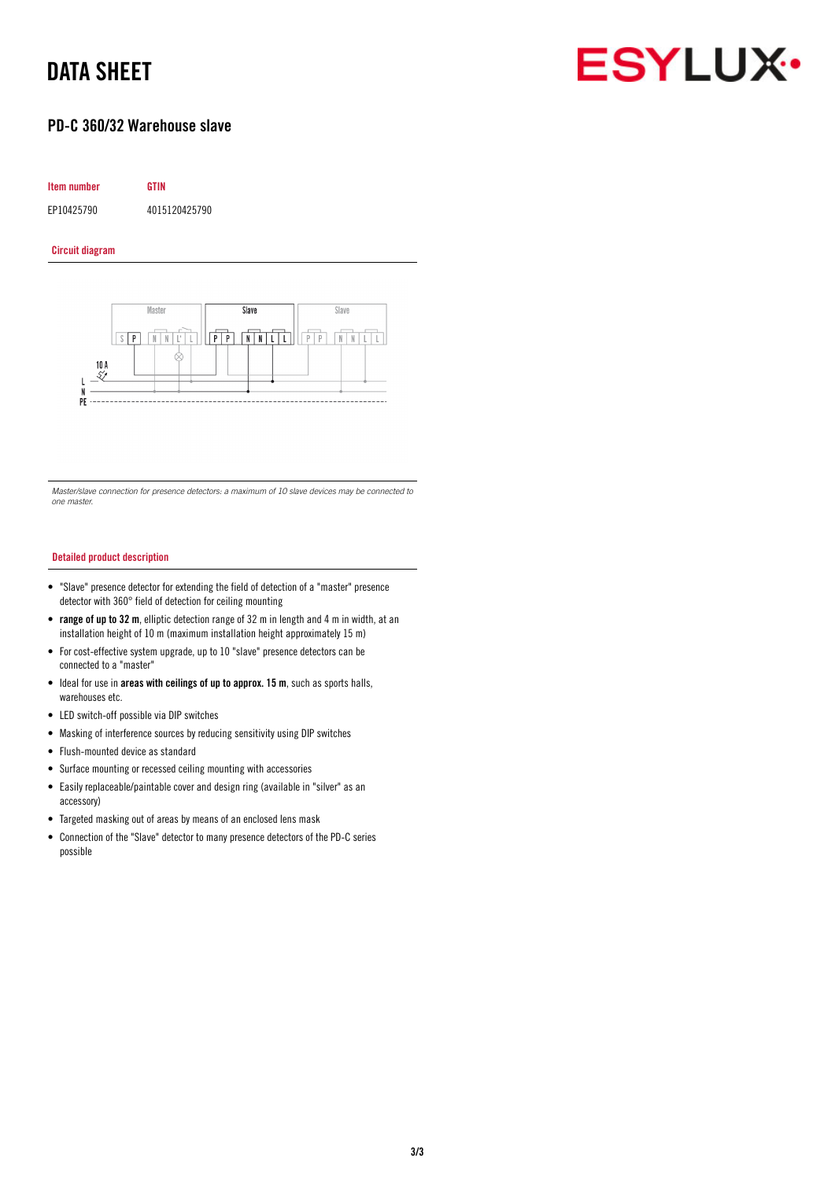# DATA SHEET

## PD-C 360/32 Warehouse slave

| Item number | GTIN |
| --- | --- |
| EP10425790 | 4015120425790 |

### Circuit diagram

Master

S P N N L' L

Slave

P P N N L L

Slave

P P N N L L

10 A

L

N

PE

*Master/slave connection for presence detectors: a maximum of 10 slave devices may be connected to one master.*

### Detailed product description

- "Slave" presence detector for extending the field of detection of a "master" presence detector with 360° field of detection for ceiling mounting
- **range of up to 32 m**, elliptic detection range of 32 m in length and 4 m in width, at an installation height of 10 m (maximum installation height approximately 15 m)
- For cost-effective system upgrade, up to 10 "slave" presence detectors can be connected to a "master"
- Ideal for use in **areas with ceilings of up to approx. 15 m**, such as sports halls, warehouses etc.
- LED switch-off possible via DIP switches
- Masking of interference sources by reducing sensitivity using DIP switches
- Flush-mounted device as standard
- Surface mounting or recessed ceiling mounting with accessories
- Easily replaceable/paintable cover and design ring (available in "silver" as an accessory)
- Targeted masking out of areas by means of an enclosed lens mask
- Connection of the "Slave" detector to many presence detectors of the PD-C series possible